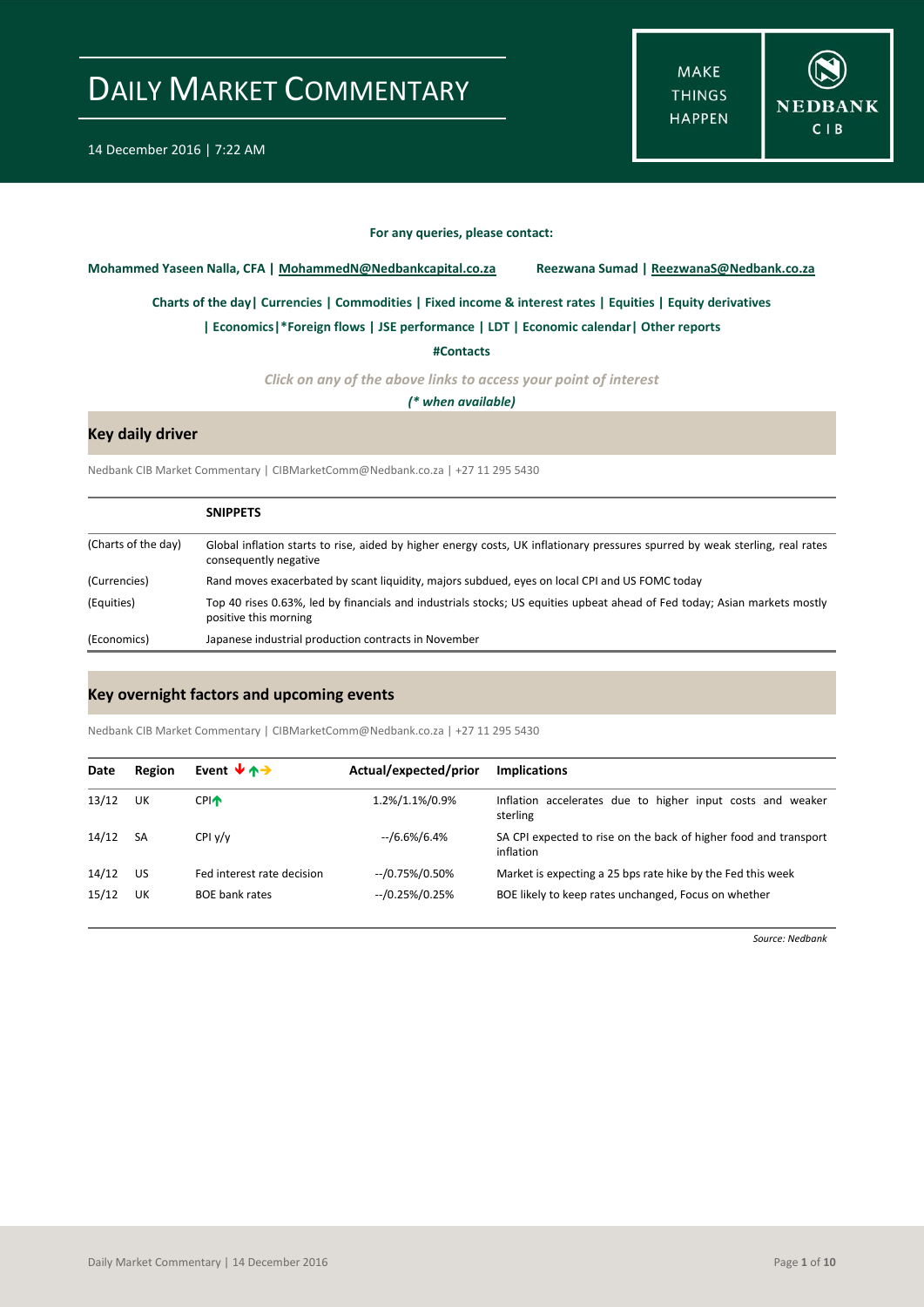# DAILY MARKET COMMENTARY

14 December 2016 | 7:22 AM

MAKE THINGS HAPPEN

NEDBANK CIB

**For any queries, please contact:**

**Mohammed Yaseen Nalla, CFA | MohammedN@Nedbankcapital.co.za** **Reezwana Sumad | ReezwanaS@Nedbank.co.za**

**Charts of the day| Currencies | Commodities | Fixed income & interest rates | Equities | Equity derivatives**

**| Economics|*Foreign flows | JSE performance | LDT | Economic calendar| Other reports**

**#Contacts**

***Click on any of the above links to access your point of interest***

***(* when available)***

## Key daily driver

Nedbank CIB Market Commentary | CIBMarketComm@Nedbank.co.za | +27 11 295 5430

| | **SNIPPETS** |
|---|---|
| (Charts of the day) | Global inflation starts to rise, aided by higher energy costs, UK inflationary pressures spurred by weak sterling, real rates consequently negative |
| (Currencies) | Rand moves exacerbated by scant liquidity, majors subdued, eyes on local CPI and US FOMC today |
| (Equities) | Top 40 rises 0.63%, led by financials and industrials stocks; US equities upbeat ahead of Fed today; Asian markets mostly positive this morning |
| (Economics) | Japanese industrial production contracts in November |

## Key overnight factors and upcoming events

Nedbank CIB Market Commentary | CIBMarketComm@Nedbank.co.za | +27 11 295 5430

| **Date** | **Region** | **Event** | **Actual/expected/prior** | **Implications** |
|---|---|---|---|---|
| 13/12 | UK | CPI↑ | 1.2%/1.1%/0.9% | Inflation accelerates due to higher input costs and weaker sterling |
| 14/12 | SA | CPI y/y | --/6.6%/6.4% | SA CPI expected to rise on the back of higher food and transport inflation |
| 14/12 | US | Fed interest rate decision | --/0.75%/0.50% | Market is expecting a 25 bps rate hike by the Fed this week |
| 15/12 | UK | BOE bank rates | --/0.25%/0.25% | BOE likely to keep rates unchanged, Focus on whether |

*Source: Nedbank*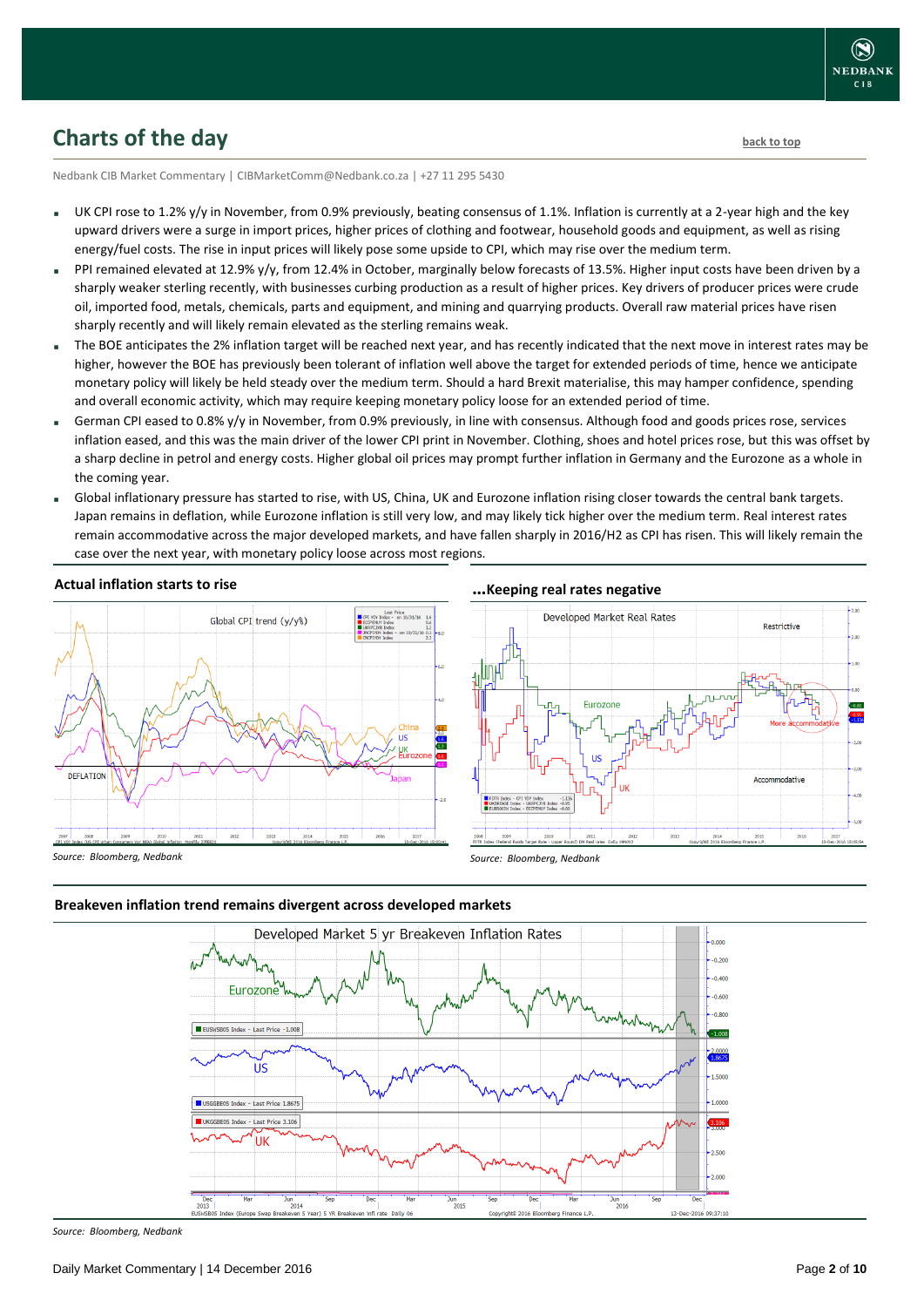## Charts of the day

back to top

Nedbank CIB Market Commentary | CIBMarketComm@Nedbank.co.za | +27 11 295 5430

- UK CPI rose to 1.2% y/y in November, from 0.9% previously, beating consensus of 1.1%. Inflation is currently at a 2-year high and the key upward drivers were a surge in import prices, higher prices of clothing and footwear, household goods and equipment, as well as rising energy/fuel costs. The rise in input prices will likely pose some upside to CPI, which may rise over the medium term.
- PPI remained elevated at 12.9% y/y, from 12.4% in October, marginally below forecasts of 13.5%. Higher input costs have been driven by a sharply weaker sterling recently, with businesses curbing production as a result of higher prices. Key drivers of producer prices were crude oil, imported food, metals, chemicals, parts and equipment, and mining and quarrying products. Overall raw material prices have risen sharply recently and will likely remain elevated as the sterling remains weak.
- The BOE anticipates the 2% inflation target will be reached next year, and has recently indicated that the next move in interest rates may be higher, however the BOE has previously been tolerant of inflation well above the target for extended periods of time, hence we anticipate monetary policy will likely be held steady over the medium term. Should a hard Brexit materialise, this may hamper confidence, spending and overall economic activity, which may require keeping monetary policy loose for an extended period of time.
- German CPI eased to 0.8% y/y in November, from 0.9% previously, in line with consensus. Although food and goods prices rose, services inflation eased, and this was the main driver of the lower CPI print in November. Clothing, shoes and hotel prices rose, but this was offset by a sharp decline in petrol and energy costs. Higher global oil prices may prompt further inflation in Germany and the Eurozone as a whole in the coming year.
- Global inflationary pressure has started to rise, with US, China, UK and Eurozone inflation rising closer towards the central bank targets. Japan remains in deflation, while Eurozone inflation is still very low, and may likely tick higher over the medium term. Real interest rates remain accommodative across the major developed markets, and have fallen sharply in 2016/H2 as CPI has risen. This will likely remain the case over the next year, with monetary policy loose across most regions.

**Actual inflation starts to rise**

Source: Bloomberg, Nedbank

**...Keeping real rates negative**

Source: Bloomberg, Nedbank

**Breakeven inflation trend remains divergent across developed markets**

Source: Bloomberg, Nedbank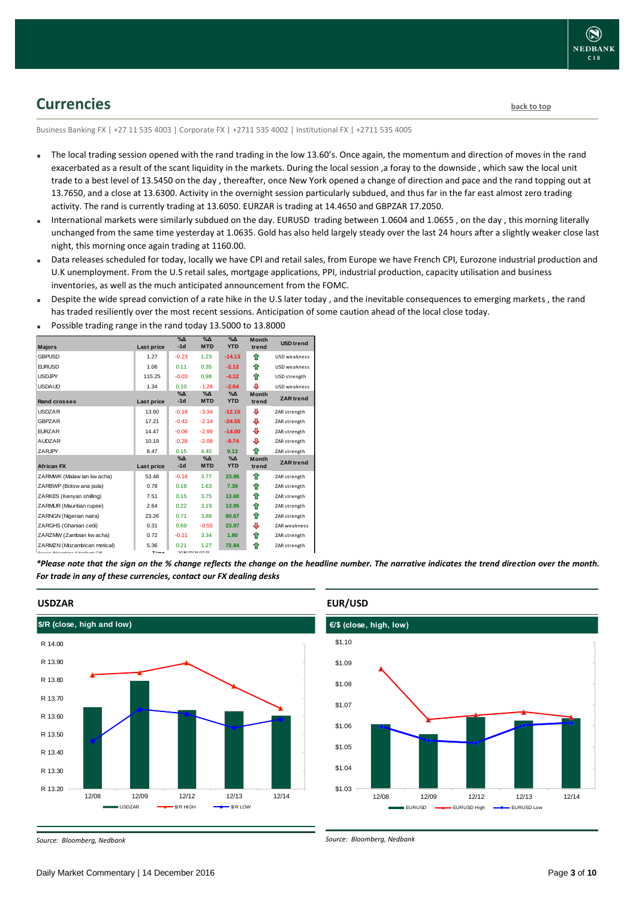## Currencies

back to top

Business Banking FX | +27 11 535 4003 | Corporate FX | +2711 535 4002 | Institutional FX | +2711 535 4005

- The local trading session opened with the rand trading in the low 13.60's. Once again, the momentum and direction of moves in the rand exacerbated as a result of the scant liquidity in the markets. During the local session ,a foray to the downside , which saw the local unit trade to a best level of 13.5450 on the day , thereafter, once New York opened a change of direction and pace and the rand topping out at 13.7650, and a close at 13.6300. Activity in the overnight session particularly subdued, and thus far in the far east almost zero trading activity. The rand is currently trading at 13.6050. EURZAR is trading at 14.4650 and GBPZAR 17.2050.
- International markets were similarly subdued on the day. EURUSD trading between 1.0604 and 1.0655 , on the day , this morning literally unchanged from the same time yesterday at 1.0635. Gold has also held largely steady over the last 24 hours after a slightly weaker close last night, this morning once again trading at 1160.00.
- Data releases scheduled for today, locally we have CPI and retail sales, from Europe we have French CPI, Eurozone industrial production and U.K unemployment. From the U.S retail sales, mortgage applications, PPI, industrial production, capacity utilisation and business inventories, as well as the much anticipated announcement from the FOMC.
- Despite the wide spread conviction of a rate hike in the U.S later today , and the inevitable consequences to emerging markets , the rand has traded resiliently over the most recent sessions. Anticipation of some caution ahead of the local close today.
- Possible trading range in the rand today 13.5000 to 13.8000

| Majors | Last price | %Δ -1d | %Δ MTD | %Δ YTD | Month trend | USD trend |
|---|---|---|---|---|---|---|
| GBPUSD | 1.27 | -0.23 | 1.23 | -14.13 | ⇧ | USD weakness |
| EURUSD | 1.06 | 0.11 | 0.35 | -2.12 | ⇧ | USD weakness |
| USDJPY | 115.25 | -0.03 | 0.98 | -4.12 | ⇧ | USD strength |
| USDAUD | 1.34 | 0.10 | -1.28 | -2.64 | ⇩ | USD weakness |
| **Rand crosses** | **Last price** | **%Δ -1d** | **%Δ MTD** | **%Δ YTD** | **Month trend** | **ZAR trend** |
| USDZAR | 13.60 | -0.18 | -3.34 | -12.15 | ⇩ | ZAR strength |
| GBPZAR | 17.21 | -0.41 | -2.14 | -24.55 | ⇩ | ZAR strength |
| EURZAR | 14.47 | -0.06 | -2.99 | -14.00 | ⇩ | ZAR strength |
| AUDZAR | 10.19 | -0.28 | -2.08 | -9.74 | ⇩ | ZAR strength |
| ZARJPY | 8.47 | 0.15 | 4.45 | 9.13 | ⇧ | ZAR strength |
| **African FX** | **Last price** | **%Δ -1d** | **%Δ MTD** | **%Δ YTD** | **Month trend** | **ZAR trend** |
| ZARMWK (Malawian kwacha) | 53.48 | -0.16 | 3.77 | 23.96 | ⇧ | ZAR strength |
| ZARBWP (Botswana pula) | 0.78 | 0.18 | 1.63 | 7.39 | ⇧ | ZAR strength |
| ZARKES (Kenyan shilling) | 7.51 | 0.15 | 3.75 | 13.60 | ⇧ | ZAR strength |
| ZARMUR (Mauritian rupee) | 2.64 | 0.22 | 3.19 | 13.95 | ⇧ | ZAR strength |
| ZARNGN (Nigerian naira) | 23.26 | 0.71 | 3.88 | 80.67 | ⇧ | ZAR strength |
| ZARGHS (Ghanian cedi) | 0.31 | 0.69 | -0.55 | 23.97 | ⇩ | ZAR weakness |
| ZARZMW (Zambian kwacha) | 0.72 | -0.11 | 3.34 | 1.80 | ⇧ | ZAR strength |
| ZARMZN (Mozambican metical) | 5.36 | 0.21 | 1.27 | 72.94 | ⇧ | ZAR strength |

*\*Please note that the sign on the % change reflects the change on the headline number. The narrative indicates the trend direction over the month. For trade in any of these currencies, contact our FX dealing desks*

### USDZAR

**$/R (close, high and low)**

Source: Bloomberg, Nedbank

### EUR/USD

**€/$ (close, high, low)**

Source: Bloomberg, Nedbank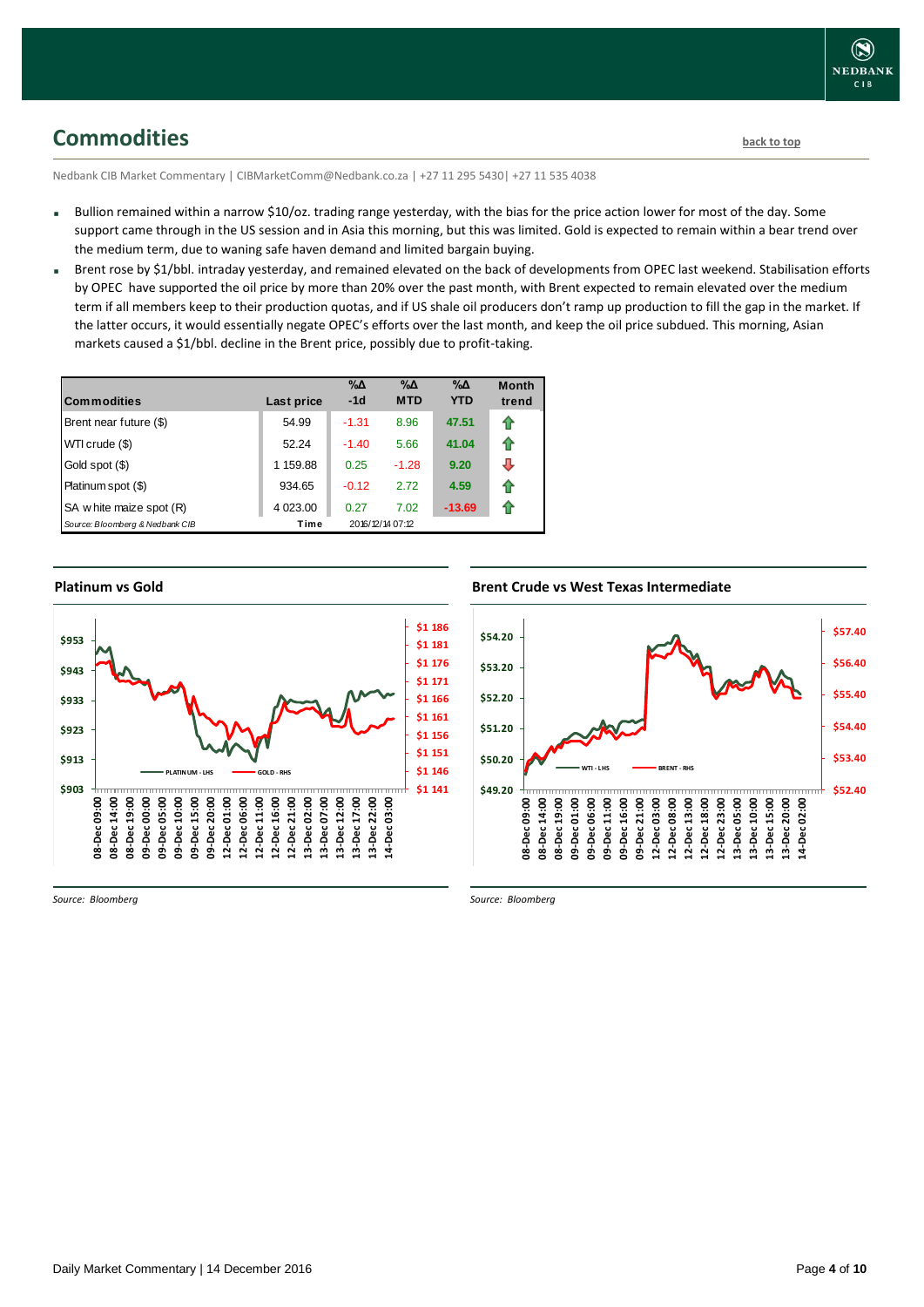## Commodities

back to top

Nedbank CIB Market Commentary | CIBMarketComm@Nedbank.co.za | +27 11 295 5430| +27 11 535 4038

- Bullion remained within a narrow $10/oz. trading range yesterday, with the bias for the price action lower for most of the day. Some support came through in the US session and in Asia this morning, but this was limited. Gold is expected to remain within a bear trend over the medium term, due to waning safe haven demand and limited bargain buying.
- Brent rose by $1/bbl. intraday yesterday, and remained elevated on the back of developments from OPEC last weekend. Stabilisation efforts by OPEC have supported the oil price by more than 20% over the past month, with Brent expected to remain elevated over the medium term if all members keep to their production quotas, and if US shale oil producers don't ramp up production to fill the gap in the market. If the latter occurs, it would essentially negate OPEC's efforts over the last month, and keep the oil price subdued. This morning, Asian markets caused a $1/bbl. decline in the Brent price, possibly due to profit-taking.

| Commodities | Last price | %Δ -1d | %Δ MTD | %Δ YTD | Month trend |
|---|---|---|---|---|---|
| Brent near future ($) | 54.99 | -1.31 | 8.96 | 47.51 | ⇧ |
| WTI crude ($) | 52.24 | -1.40 | 5.66 | 41.04 | ⇧ |
| Gold spot ($) | 1 159.88 | 0.25 | -1.28 | 9.20 | ⇩ |
| Platinum spot ($) | 934.65 | -0.12 | 2.72 | 4.59 | ⇧ |
| SA white maize spot (R) | 4 023.00 | 0.27 | 7.02 | -13.69 | ⇧ |
| *Source: Bloomberg & Nedbank CIB* | Time | 2016/12/14 07:12 | | | |

### Platinum vs Gold

*Source: Bloomberg*

### Brent Crude vs West Texas Intermediate

*Source: Bloomberg*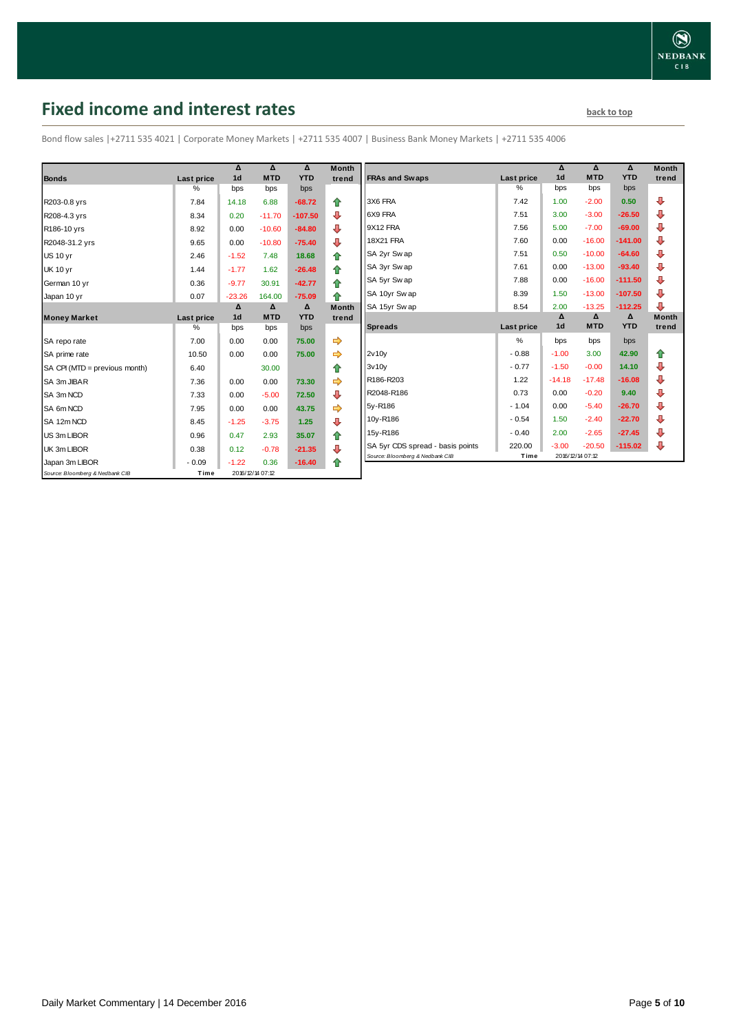## Fixed income and interest rates

back to top

Bond flow sales |+2711 535 4021 | Corporate Money Markets | +2711 535 4007 | Business Bank Money Markets | +2711 535 4006

| Bonds | Last price | Δ 1d | Δ MTD | Δ YTD | Month trend |
|---|---|---|---|---|---|
| | % | bps | bps | bps | |
| R203-0.8 yrs | 7.84 | 14.18 | 6.88 | -68.72 | ⇧ |
| R208-4.3 yrs | 8.34 | 0.20 | -11.70 | -107.50 | ⇩ |
| R186-10 yrs | 8.92 | 0.00 | -10.60 | -84.80 | ⇩ |
| R2048-31.2 yrs | 9.65 | 0.00 | -10.80 | -75.40 | ⇩ |
| US 10 yr | 2.46 | -1.52 | 7.48 | 18.68 | ⇧ |
| UK 10 yr | 1.44 | -1.77 | 1.62 | -26.48 | ⇧ |
| German 10 yr | 0.36 | -9.77 | 30.91 | -42.77 | ⇧ |
| Japan 10 yr | 0.07 | -23.26 | 164.00 | -75.09 | ⇧ |

| Money Market | Last price | Δ 1d | Δ MTD | Δ YTD | Month trend |
|---|---|---|---|---|---|
| | % | bps | bps | bps | |
| SA repo rate | 7.00 | 0.00 | 0.00 | 75.00 | ⇨ |
| SA prime rate | 10.50 | 0.00 | 0.00 | 75.00 | ⇨ |
| SA CPI (MTD = previous month) | 6.40 | | 30.00 | | ⇧ |
| SA 3m JIBAR | 7.36 | 0.00 | 0.00 | 73.30 | ⇨ |
| SA 3m NCD | 7.33 | 0.00 | -5.00 | 72.50 | ⇩ |
| SA 6m NCD | 7.95 | 0.00 | 0.00 | 43.75 | ⇨ |
| SA 12m NCD | 8.45 | -1.25 | -3.75 | 1.25 | ⇩ |
| US 3m LIBOR | 0.96 | 0.47 | 2.93 | 35.07 | ⇧ |
| UK 3m LIBOR | 0.38 | 0.12 | -0.78 | -21.35 | ⇩ |
| Japan 3m LIBOR | -0.09 | -1.22 | 0.36 | -16.40 | ⇧ |
| Source: Bloomberg & Nedbank CIB | Time | 2016/12/14 07:12 | | | |

| FRAs and Swaps | Last price | Δ 1d | Δ MTD | Δ YTD | Month trend |
|---|---|---|---|---|---|
| | % | bps | bps | bps | |
| 3X6 FRA | 7.42 | 1.00 | -2.00 | 0.50 | ⇩ |
| 6X9 FRA | 7.51 | 3.00 | -3.00 | -26.50 | ⇩ |
| 9X12 FRA | 7.56 | 5.00 | -7.00 | -69.00 | ⇩ |
| 18X21 FRA | 7.60 | 0.00 | -16.00 | -141.00 | ⇩ |
| SA 2yr Swap | 7.51 | 0.50 | -10.00 | -64.60 | ⇩ |
| SA 3yr Swap | 7.61 | 0.00 | -13.00 | -93.40 | ⇩ |
| SA 5yr Swap | 7.88 | 0.00 | -16.00 | -111.50 | ⇩ |
| SA 10yr Swap | 8.39 | 1.50 | -13.00 | -107.50 | ⇩ |
| SA 15yr Swap | 8.54 | 2.00 | -13.25 | -112.25 | ⇩ |

| Spreads | Last price | Δ 1d | Δ MTD | Δ YTD | Month trend |
|---|---|---|---|---|---|
| | % | bps | bps | bps | |
| 2v10y | -0.88 | -1.00 | 3.00 | 42.90 | ⇧ |
| 3v10y | -0.77 | -1.50 | -0.00 | 14.10 | ⇩ |
| R186-R203 | 1.22 | -14.18 | -17.48 | -16.08 | ⇩ |
| R2048-R186 | 0.73 | 0.00 | -0.20 | 9.40 | ⇩ |
| 5y-R186 | -1.04 | 0.00 | -5.40 | -26.70 | ⇩ |
| 10y-R186 | -0.54 | 1.50 | -2.40 | -22.70 | ⇩ |
| 15y-R186 | -0.40 | 2.00 | -2.65 | -27.45 | ⇩ |
| SA 5yr CDS spread - basis points | 220.00 | -3.00 | -20.50 | -115.02 | ⇩ |
| Source: Bloomberg & Nedbank CIB | Time | 2016/12/14 07:12 | | | |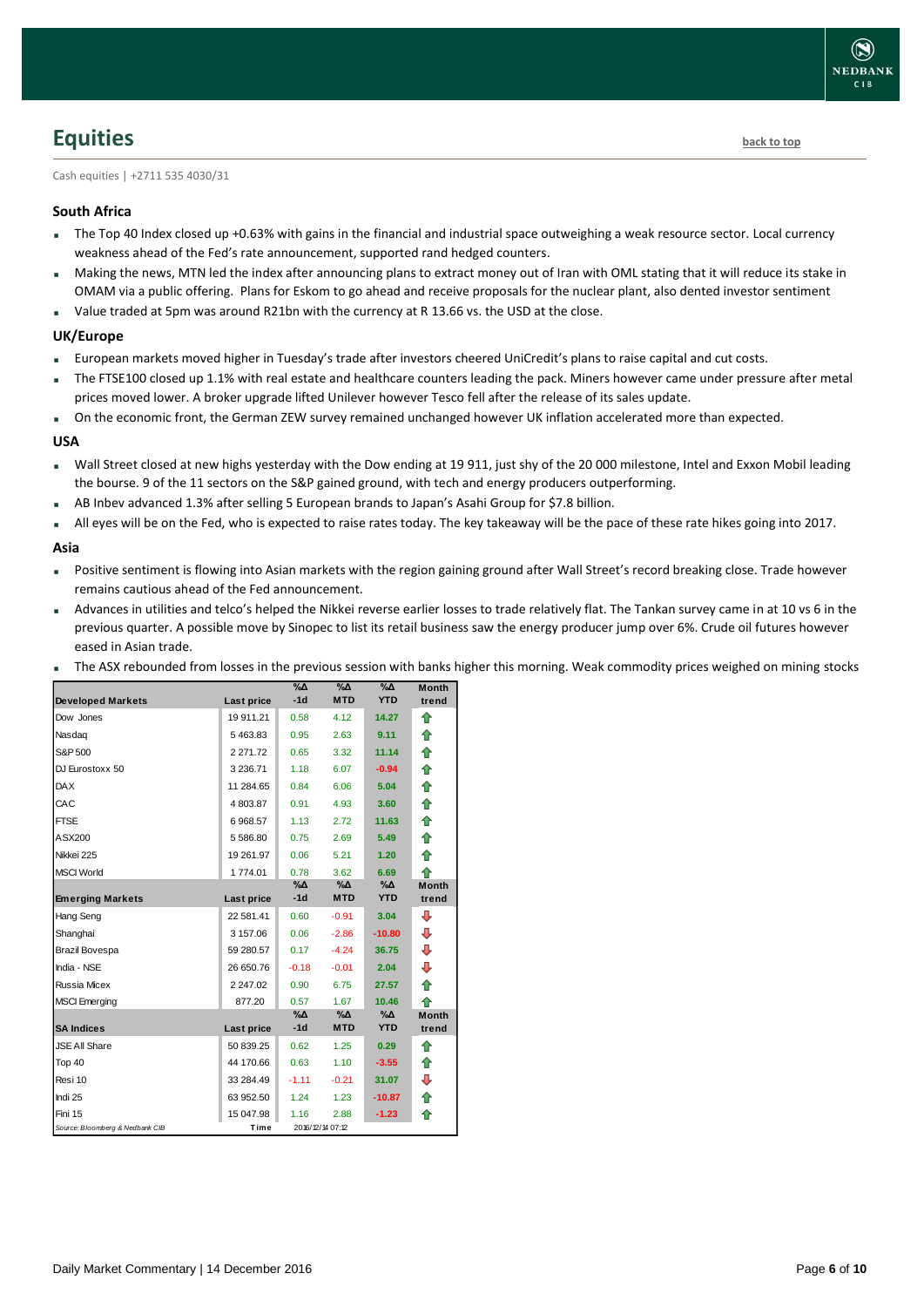## Equities

back to top

Cash equities | +2711 535 4030/31

### South Africa

- The Top 40 Index closed up +0.63% with gains in the financial and industrial space outweighing a weak resource sector. Local currency weakness ahead of the Fed's rate announcement, supported rand hedged counters.
- Making the news, MTN led the index after announcing plans to extract money out of Iran with OML stating that it will reduce its stake in OMAM via a public offering. Plans for Eskom to go ahead and receive proposals for the nuclear plant, also dented investor sentiment
- Value traded at 5pm was around R21bn with the currency at R 13.66 vs. the USD at the close.

### UK/Europe

- European markets moved higher in Tuesday's trade after investors cheered UniCredit's plans to raise capital and cut costs.
- The FTSE100 closed up 1.1% with real estate and healthcare counters leading the pack. Miners however came under pressure after metal prices moved lower. A broker upgrade lifted Unilever however Tesco fell after the release of its sales update.
- On the economic front, the German ZEW survey remained unchanged however UK inflation accelerated more than expected.

### USA

- Wall Street closed at new highs yesterday with the Dow ending at 19 911, just shy of the 20 000 milestone, Intel and Exxon Mobil leading the bourse. 9 of the 11 sectors on the S&P gained ground, with tech and energy producers outperforming.
- AB Inbev advanced 1.3% after selling 5 European brands to Japan's Asahi Group for $7.8 billion.
- All eyes will be on the Fed, who is expected to raise rates today. The key takeaway will be the pace of these rate hikes going into 2017.

### Asia

- Positive sentiment is flowing into Asian markets with the region gaining ground after Wall Street's record breaking close. Trade however remains cautious ahead of the Fed announcement.
- Advances in utilities and telco's helped the Nikkei reverse earlier losses to trade relatively flat. The Tankan survey came in at 10 vs 6 in the previous quarter. A possible move by Sinopec to list its retail business saw the energy producer jump over 6%. Crude oil futures however eased in Asian trade.
- The ASX rebounded from losses in the previous session with banks higher this morning. Weak commodity prices weighed on mining stocks

| Developed Markets | Last price | %Δ -1d | %Δ MTD | %Δ YTD | Month trend |
|---|---|---|---|---|---|
| Dow Jones | 19 911.21 | 0.58 | 4.12 | 14.27 | ⇧ |
| Nasdaq | 5 463.83 | 0.95 | 2.63 | 9.11 | ⇧ |
| S&P 500 | 2 271.72 | 0.65 | 3.32 | 11.14 | ⇧ |
| DJ Eurostoxx 50 | 3 236.71 | 1.18 | 6.07 | -0.94 | ⇧ |
| DAX | 11 284.65 | 0.84 | 6.06 | 5.04 | ⇧ |
| CAC | 4 803.87 | 0.91 | 4.93 | 3.60 | ⇧ |
| FTSE | 6 968.57 | 1.13 | 2.72 | 11.63 | ⇧ |
| ASX200 | 5 586.80 | 0.75 | 2.69 | 5.49 | ⇧ |
| Nikkei 225 | 19 261.97 | 0.06 | 5.21 | 1.20 | ⇧ |
| MSCI World | 1 774.01 | 0.78 | 3.62 | 6.69 | ⇧ |
| **Emerging Markets** | **Last price** | **%Δ -1d** | **%Δ MTD** | **%Δ YTD** | **Month trend** |
| Hang Seng | 22 581.41 | 0.60 | -0.91 | 3.04 | ⇩ |
| Shanghai | 3 157.06 | 0.06 | -2.86 | -10.80 | ⇩ |
| Brazil Bovespa | 59 280.57 | 0.17 | -4.24 | 36.75 | ⇩ |
| India - NSE | 26 650.76 | -0.18 | -0.01 | 2.04 | ⇩ |
| Russia Micex | 2 247.02 | 0.90 | 6.75 | 27.57 | ⇧ |
| MSCI Emerging | 877.20 | 0.57 | 1.67 | 10.46 | ⇧ |
| **SA Indices** | **Last price** | **%Δ -1d** | **%Δ MTD** | **%Δ YTD** | **Month trend** |
| JSE All Share | 50 839.25 | 0.62 | 1.25 | 0.29 | ⇧ |
| Top 40 | 44 170.66 | 0.63 | 1.10 | -3.55 | ⇧ |
| Resi 10 | 33 284.49 | -1.11 | -0.21 | 31.07 | ⇩ |
| Indi 25 | 63 952.50 | 1.24 | 1.23 | -10.87 | ⇧ |
| Fini 15 | 15 047.98 | 1.16 | 2.88 | -1.23 | ⇧ |
| Source: Bloomberg & Nedbank CIB | Time | 2016/12/14 07:12 | | | |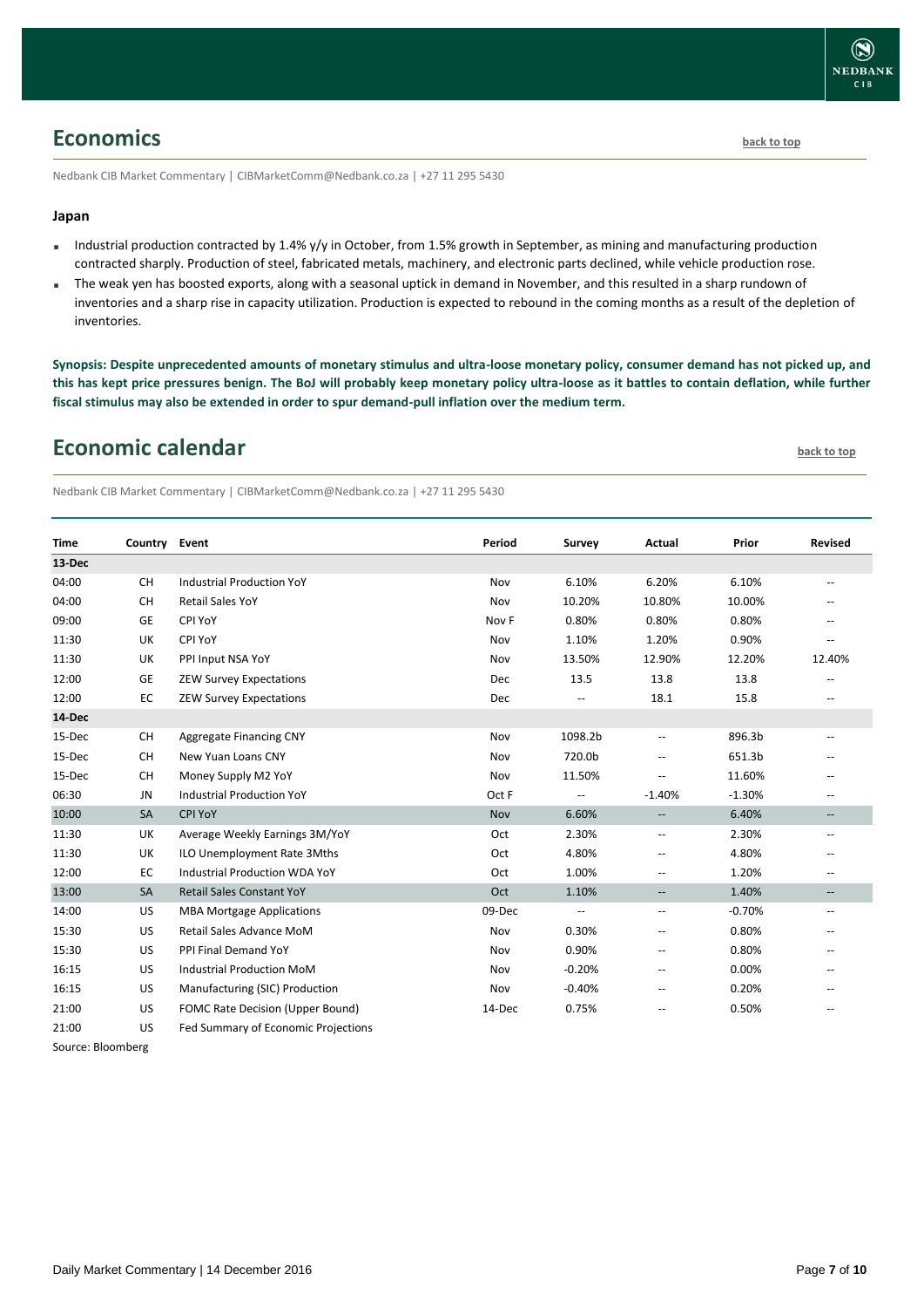## Economics

back to top

Nedbank CIB Market Commentary | CIBMarketComm@Nedbank.co.za | +27 11 295 5430

### Japan

- Industrial production contracted by 1.4% y/y in October, from 1.5% growth in September, as mining and manufacturing production contracted sharply. Production of steel, fabricated metals, machinery, and electronic parts declined, while vehicle production rose.
- The weak yen has boosted exports, along with a seasonal uptick in demand in November, and this resulted in a sharp rundown of inventories and a sharp rise in capacity utilization. Production is expected to rebound in the coming months as a result of the depletion of inventories.

**Synopsis: Despite unprecedented amounts of monetary stimulus and ultra-loose monetary policy, consumer demand has not picked up, and this has kept price pressures benign. The BoJ will probably keep monetary policy ultra-loose as it battles to contain deflation, while further fiscal stimulus may also be extended in order to spur demand-pull inflation over the medium term.**

## Economic calendar

back to top

Nedbank CIB Market Commentary | CIBMarketComm@Nedbank.co.za | +27 11 295 5430

| Time | Country | Event | Period | Survey | Actual | Prior | Revised |
|---|---|---|---|---|---|---|---|
| **13-Dec** | | | | | | | |
| 04:00 | CH | Industrial Production YoY | Nov | 6.10% | 6.20% | 6.10% | -- |
| 04:00 | CH | Retail Sales YoY | Nov | 10.20% | 10.80% | 10.00% | -- |
| 09:00 | GE | CPI YoY | Nov F | 0.80% | 0.80% | 0.80% | -- |
| 11:30 | UK | CPI YoY | Nov | 1.10% | 1.20% | 0.90% | -- |
| 11:30 | UK | PPI Input NSA YoY | Nov | 13.50% | 12.90% | 12.20% | 12.40% |
| 12:00 | GE | ZEW Survey Expectations | Dec | 13.5 | 13.8 | 13.8 | -- |
| 12:00 | EC | ZEW Survey Expectations | Dec | -- | 18.1 | 15.8 | -- |
| **14-Dec** | | | | | | | |
| 15-Dec | CH | Aggregate Financing CNY | Nov | 1098.2b | -- | 896.3b | -- |
| 15-Dec | CH | New Yuan Loans CNY | Nov | 720.0b | -- | 651.3b | -- |
| 15-Dec | CH | Money Supply M2 YoY | Nov | 11.50% | -- | 11.60% | -- |
| 06:30 | JN | Industrial Production YoY | Oct F | -- | -1.40% | -1.30% | -- |
| 10:00 | SA | CPI YoY | Nov | 6.60% | -- | 6.40% | -- |
| 11:30 | UK | Average Weekly Earnings 3M/YoY | Oct | 2.30% | -- | 2.30% | -- |
| 11:30 | UK | ILO Unemployment Rate 3Mths | Oct | 4.80% | -- | 4.80% | -- |
| 12:00 | EC | Industrial Production WDA YoY | Oct | 1.00% | -- | 1.20% | -- |
| 13:00 | SA | Retail Sales Constant YoY | Oct | 1.10% | -- | 1.40% | -- |
| 14:00 | US | MBA Mortgage Applications | 09-Dec | -- | -- | -0.70% | -- |
| 15:30 | US | Retail Sales Advance MoM | Nov | 0.30% | -- | 0.80% | -- |
| 15:30 | US | PPI Final Demand YoY | Nov | 0.90% | -- | 0.80% | -- |
| 16:15 | US | Industrial Production MoM | Nov | -0.20% | -- | 0.00% | -- |
| 16:15 | US | Manufacturing (SIC) Production | Nov | -0.40% | -- | 0.20% | -- |
| 21:00 | US | FOMC Rate Decision (Upper Bound) | 14-Dec | 0.75% | -- | 0.50% | -- |
| 21:00 | US | Fed Summary of Economic Projections | | | | | |

Source: Bloomberg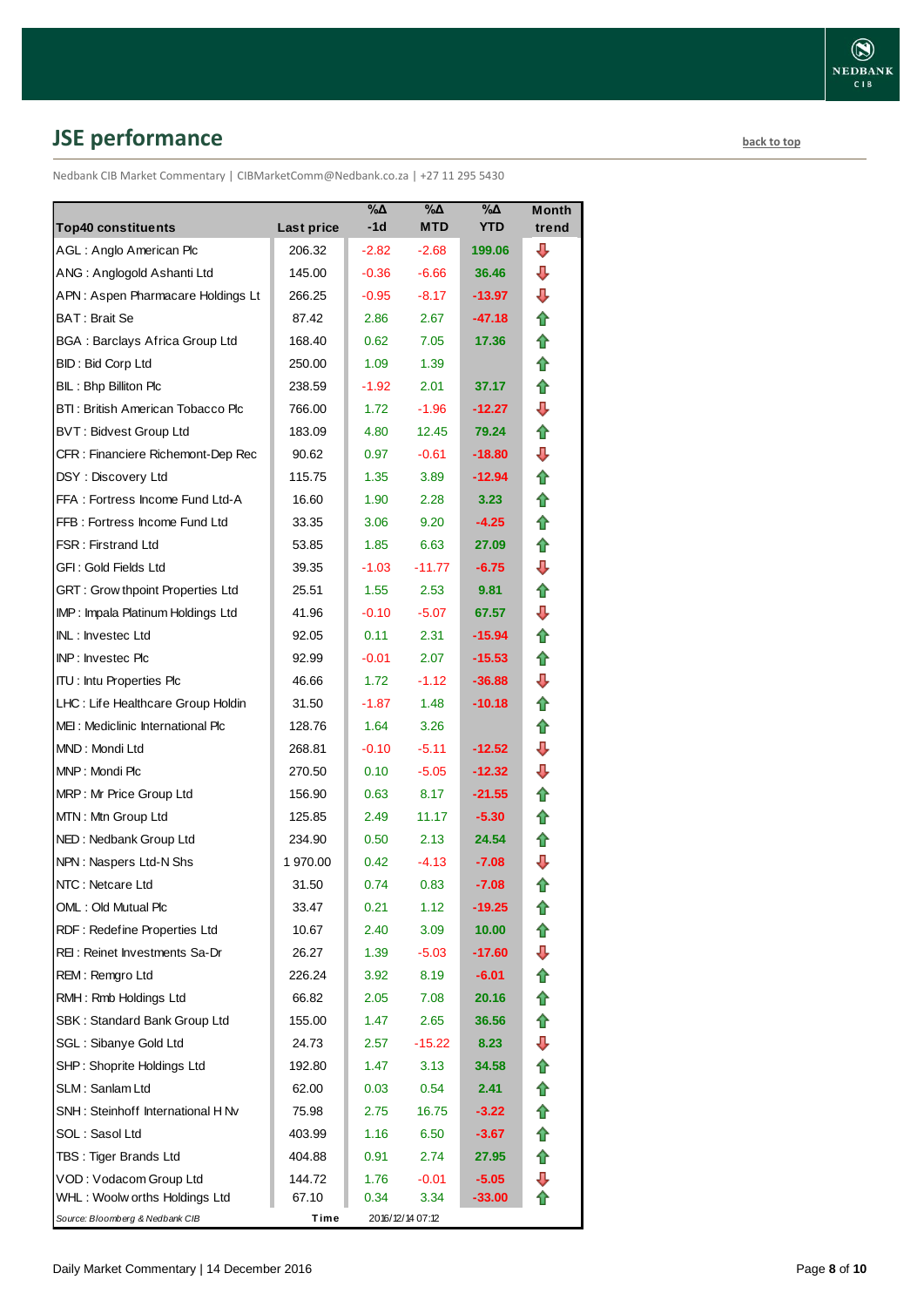## JSE performance

back to top

Nedbank CIB Market Commentary | CIBMarketComm@Nedbank.co.za | +27 11 295 5430

| Top40 constituents | Last price | %Δ -1d | %Δ MTD | %Δ YTD | Month trend |
|---|---|---|---|---|---|
| AGL : Anglo American Plc | 206.32 | -2.82 | -2.68 | 199.06 | ⇩ |
| ANG : Anglogold Ashanti Ltd | 145.00 | -0.36 | -6.66 | 36.46 | ⇩ |
| APN : Aspen Pharmacare Holdings Lt | 266.25 | -0.95 | -8.17 | -13.97 | ⇩ |
| BAT : Brait Se | 87.42 | 2.86 | 2.67 | -47.18 | ⇧ |
| BGA : Barclays Africa Group Ltd | 168.40 | 0.62 | 7.05 | 17.36 | ⇧ |
| BID : Bid Corp Ltd | 250.00 | 1.09 | 1.39 | | ⇧ |
| BIL : Bhp Billiton Plc | 238.59 | -1.92 | 2.01 | 37.17 | ⇧ |
| BTI : British American Tobacco Plc | 766.00 | 1.72 | -1.96 | -12.27 | ⇩ |
| BVT : Bidvest Group Ltd | 183.09 | 4.80 | 12.45 | 79.24 | ⇧ |
| CFR : Financiere Richemont-Dep Rec | 90.62 | 0.97 | -0.61 | -18.80 | ⇩ |
| DSY : Discovery Ltd | 115.75 | 1.35 | 3.89 | -12.94 | ⇧ |
| FFA : Fortress Income Fund Ltd-A | 16.60 | 1.90 | 2.28 | 3.23 | ⇧ |
| FFB : Fortress Income Fund Ltd | 33.35 | 3.06 | 9.20 | -4.25 | ⇧ |
| FSR : Firstrand Ltd | 53.85 | 1.85 | 6.63 | 27.09 | ⇧ |
| GFI : Gold Fields Ltd | 39.35 | -1.03 | -11.77 | -6.75 | ⇩ |
| GRT : Growthpoint Properties Ltd | 25.51 | 1.55 | 2.53 | 9.81 | ⇧ |
| IMP : Impala Platinum Holdings Ltd | 41.96 | -0.10 | -5.07 | 67.57 | ⇩ |
| INL : Investec Ltd | 92.05 | 0.11 | 2.31 | -15.94 | ⇧ |
| INP : Investec Plc | 92.99 | -0.01 | 2.07 | -15.53 | ⇧ |
| ITU : Intu Properties Plc | 46.66 | 1.72 | -1.12 | -36.88 | ⇩ |
| LHC : Life Healthcare Group Holdin | 31.50 | -1.87 | 1.48 | -10.18 | ⇧ |
| MEI : Mediclinic International Plc | 128.76 | 1.64 | 3.26 | | ⇧ |
| MND : Mondi Ltd | 268.81 | -0.10 | -5.11 | -12.52 | ⇩ |
| MNP : Mondi Plc | 270.50 | 0.10 | -5.05 | -12.32 | ⇩ |
| MRP : Mr Price Group Ltd | 156.90 | 0.63 | 8.17 | -21.55 | ⇧ |
| MTN : Mtn Group Ltd | 125.85 | 2.49 | 11.17 | -5.30 | ⇧ |
| NED : Nedbank Group Ltd | 234.90 | 0.50 | 2.13 | 24.54 | ⇧ |
| NPN : Naspers Ltd-N Shs | 1 970.00 | 0.42 | -4.13 | -7.08 | ⇩ |
| NTC : Netcare Ltd | 31.50 | 0.74 | 0.83 | -7.08 | ⇧ |
| OML : Old Mutual Plc | 33.47 | 0.21 | 1.12 | -19.25 | ⇧ |
| RDF : Redefine Properties Ltd | 10.67 | 2.40 | 3.09 | 10.00 | ⇧ |
| REI : Reinet Investments Sa-Dr | 26.27 | 1.39 | -5.03 | -17.60 | ⇩ |
| REM : Remgro Ltd | 226.24 | 3.92 | 8.19 | -6.01 | ⇧ |
| RMH : Rmb Holdings Ltd | 66.82 | 2.05 | 7.08 | 20.16 | ⇧ |
| SBK : Standard Bank Group Ltd | 155.00 | 1.47 | 2.65 | 36.56 | ⇧ |
| SGL : Sibanye Gold Ltd | 24.73 | 2.57 | -15.22 | 8.23 | ⇩ |
| SHP : Shoprite Holdings Ltd | 192.80 | 1.47 | 3.13 | 34.58 | ⇧ |
| SLM : Sanlam Ltd | 62.00 | 0.03 | 0.54 | 2.41 | ⇧ |
| SNH : Steinhoff International H Nv | 75.98 | 2.75 | 16.75 | -3.22 | ⇧ |
| SOL : Sasol Ltd | 403.99 | 1.16 | 6.50 | -3.67 | ⇧ |
| TBS : Tiger Brands Ltd | 404.88 | 0.91 | 2.74 | 27.95 | ⇧ |
| VOD : Vodacom Group Ltd | 144.72 | 1.76 | -0.01 | -5.05 | ⇩ |
| WHL : Woolworths Holdings Ltd | 67.10 | 0.34 | 3.34 | -33.00 | ⇧ |
| *Source: Bloomberg & Nedbank CIB* | **Time** | 2016/12/14 07:12 | | | |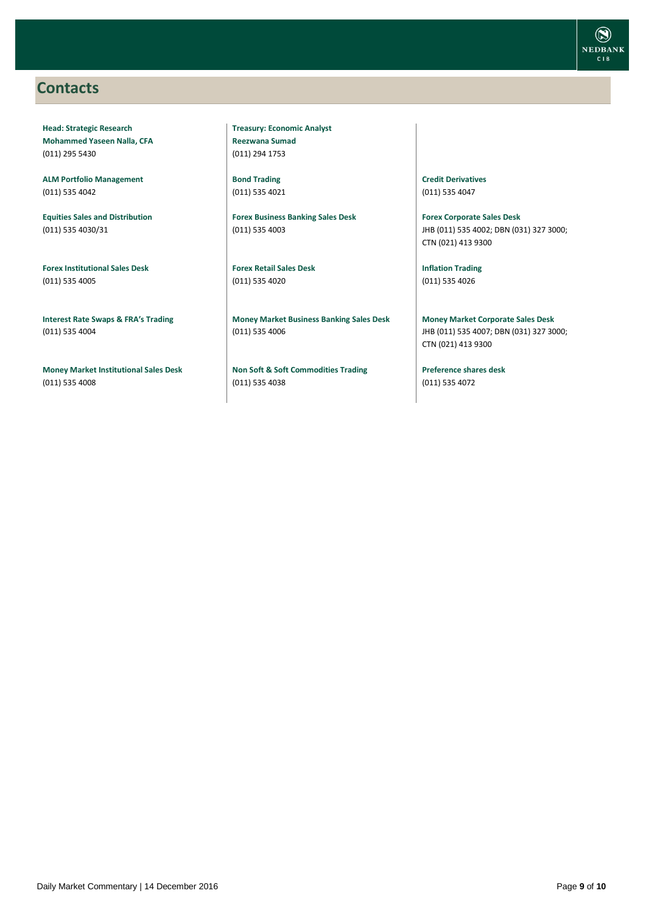## Contacts

**Head: Strategic Research**
**Mohammed Yaseen Nalla, CFA**
(011) 295 5430

**ALM Portfolio Management**
(011) 535 4042

**Equities Sales and Distribution**
(011) 535 4030/31

**Forex Institutional Sales Desk**
(011) 535 4005

**Interest Rate Swaps & FRA's Trading**
(011) 535 4004

**Money Market Institutional Sales Desk**
(011) 535 4008

**Treasury: Economic Analyst**
**Reezwana Sumad**
(011) 294 1753

**Bond Trading**
(011) 535 4021

**Forex Business Banking Sales Desk**
(011) 535 4003

**Forex Retail Sales Desk**
(011) 535 4020

**Money Market Business Banking Sales Desk**
(011) 535 4006

**Non Soft & Soft Commodities Trading**
(011) 535 4038

**Credit Derivatives**
(011) 535 4047

**Forex Corporate Sales Desk**
JHB (011) 535 4002; DBN (031) 327 3000; CTN (021) 413 9300

**Inflation Trading**
(011) 535 4026

**Money Market Corporate Sales Desk**
JHB (011) 535 4007; DBN (031) 327 3000; CTN (021) 413 9300

**Preference shares desk**
(011) 535 4072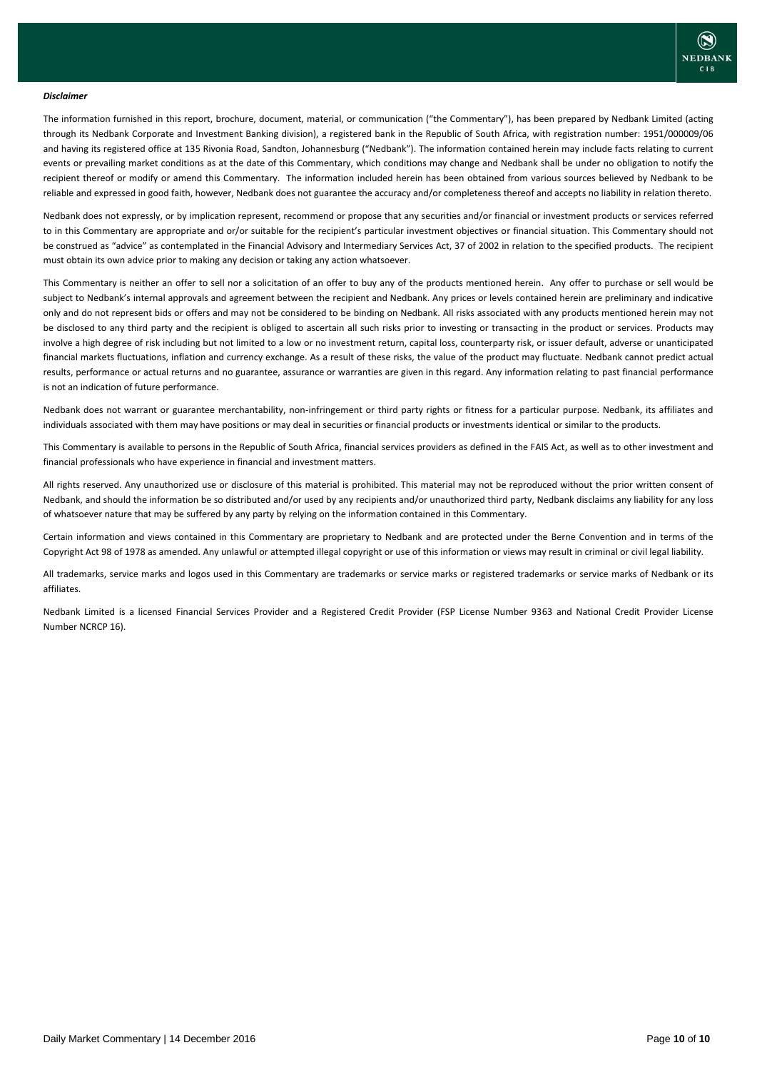***Disclaimer***

The information furnished in this report, brochure, document, material, or communication ("the Commentary"), has been prepared by Nedbank Limited (acting through its Nedbank Corporate and Investment Banking division), a registered bank in the Republic of South Africa, with registration number: 1951/000009/06 and having its registered office at 135 Rivonia Road, Sandton, Johannesburg ("Nedbank"). The information contained herein may include facts relating to current events or prevailing market conditions as at the date of this Commentary, which conditions may change and Nedbank shall be under no obligation to notify the recipient thereof or modify or amend this Commentary. The information included herein has been obtained from various sources believed by Nedbank to be reliable and expressed in good faith, however, Nedbank does not guarantee the accuracy and/or completeness thereof and accepts no liability in relation thereto.

Nedbank does not expressly, or by implication represent, recommend or propose that any securities and/or financial or investment products or services referred to in this Commentary are appropriate and or/or suitable for the recipient's particular investment objectives or financial situation. This Commentary should not be construed as "advice" as contemplated in the Financial Advisory and Intermediary Services Act, 37 of 2002 in relation to the specified products. The recipient must obtain its own advice prior to making any decision or taking any action whatsoever.

This Commentary is neither an offer to sell nor a solicitation of an offer to buy any of the products mentioned herein. Any offer to purchase or sell would be subject to Nedbank's internal approvals and agreement between the recipient and Nedbank. Any prices or levels contained herein are preliminary and indicative only and do not represent bids or offers and may not be considered to be binding on Nedbank. All risks associated with any products mentioned herein may not be disclosed to any third party and the recipient is obliged to ascertain all such risks prior to investing or transacting in the product or services. Products may involve a high degree of risk including but not limited to a low or no investment return, capital loss, counterparty risk, or issuer default, adverse or unanticipated financial markets fluctuations, inflation and currency exchange. As a result of these risks, the value of the product may fluctuate. Nedbank cannot predict actual results, performance or actual returns and no guarantee, assurance or warranties are given in this regard. Any information relating to past financial performance is not an indication of future performance.

Nedbank does not warrant or guarantee merchantability, non-infringement or third party rights or fitness for a particular purpose. Nedbank, its affiliates and individuals associated with them may have positions or may deal in securities or financial products or investments identical or similar to the products.

This Commentary is available to persons in the Republic of South Africa, financial services providers as defined in the FAIS Act, as well as to other investment and financial professionals who have experience in financial and investment matters.

All rights reserved. Any unauthorized use or disclosure of this material is prohibited. This material may not be reproduced without the prior written consent of Nedbank, and should the information be so distributed and/or used by any recipients and/or unauthorized third party, Nedbank disclaims any liability for any loss of whatsoever nature that may be suffered by any party by relying on the information contained in this Commentary.

Certain information and views contained in this Commentary are proprietary to Nedbank and are protected under the Berne Convention and in terms of the Copyright Act 98 of 1978 as amended. Any unlawful or attempted illegal copyright or use of this information or views may result in criminal or civil legal liability.

All trademarks, service marks and logos used in this Commentary are trademarks or service marks or registered trademarks or service marks of Nedbank or its affiliates.

Nedbank Limited is a licensed Financial Services Provider and a Registered Credit Provider (FSP License Number 9363 and National Credit Provider License Number NCRCP 16).